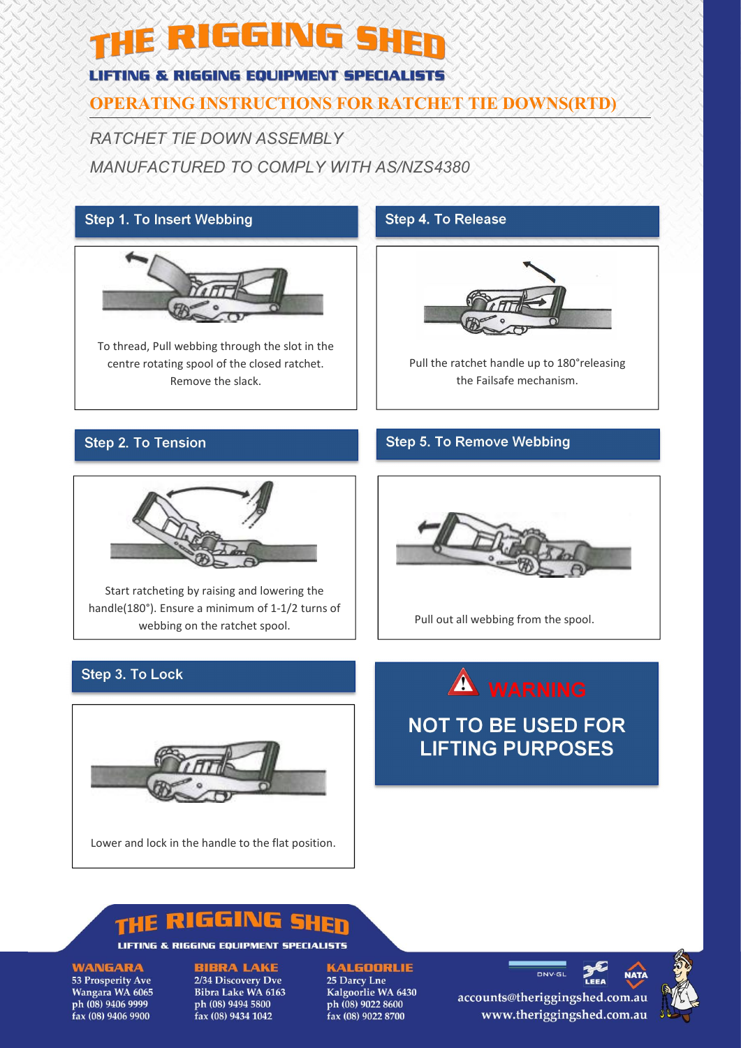# THE RIGGING SHED

**LIFTING & RIGGING EQUIPMENT SPECIALISTS**

## OPERATING INSTRUCTIONS FOR RATCHET TIE DOWNS(RTD)

*RATCHET TIE DOWN ASSEMBLY*

*MANUFACTURED TO COMPLY WITH AS/NZS4380*

### Step 1. To Insert Webbing

To thread, Pull webbing through the slot in the centre rotating spool of the closed ratchet. Remove the slack.

### Step 2. To Tension

Start ratcheting by raising and lowering the handle(180°). Ensure a minimum of 1-1/2 turns of webbing on the ratchet spool.

### Step 3. To Lock

Lower and lock in the handle to the flat position.

### Step 4. To Release

Pull the ratchet handle up to 180°releasing the Failsafe mechanism.

### Step 5. To Remove Webbing

Pull out all webbing from the spool.

**WARNING**

**NOT TO BE USED FOR LIFTING PURPOSES**

**THE RIGGING SHED**

**LIFTING & RIGGING EQUIPMENT SPECIALISTS**

**WANGARA**
53 Prosperity Ave
Wangara WA 6065
ph (08) 9406 9999
fax (08) 9406 9900

**BIBRA LAKE**
2/34 Discovery Dve
Bibra Lake WA 6163
ph (08) 9494 5800
fax (08) 9434 1042

**KALGOORLIE**
25 Darcy Lne
Kalgoorlie WA 6430
ph (08) 9022 8600
fax (08) 9022 8700

DNV·GL LEEA NATA

accounts@theriggingshed.com.au
www.theriggingshed.com.au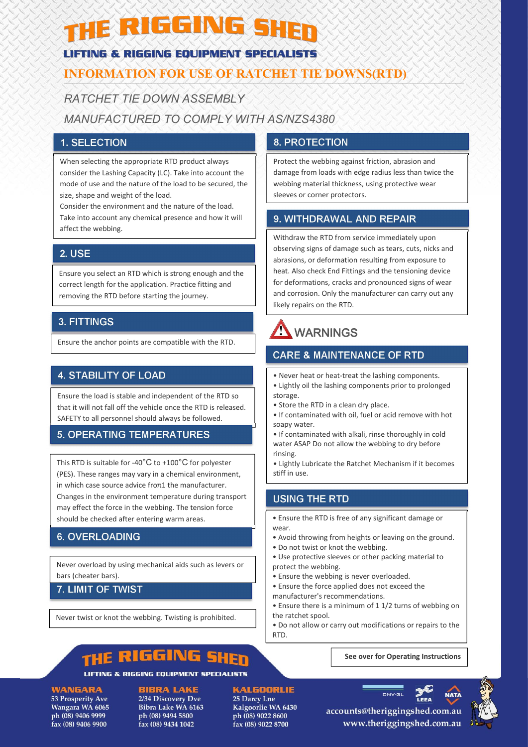# THE RIGGING SHED

**LIFTING & RIGGING EQUIPMENT SPECIALISTS**

## INFORMATION FOR USE OF RATCHET TIE DOWNS(RTD)

*RATCHET TIE DOWN ASSEMBLY*

*MANUFACTURED TO COMPLY WITH AS/NZS4380*

### 1. SELECTION

When selecting the appropriate RTD product always consider the Lashing Capacity (LC). Take into account the mode of use and the nature of the load to be secured, the size, shape and weight of the load.
Consider the environment and the nature of the load. Take into account any chemical presence and how it will affect the webbing.

### 2. USE

Ensure you select an RTD which is strong enough and the correct length for the application. Practice fitting and removing the RTD before starting the journey.

### 3. FITTINGS

Ensure the anchor points are compatible with the RTD.

### 4. STABILITY OF LOAD

Ensure the load is stable and independent of the RTD so that it will not fall off the vehicle once the RTD is released. SAFETY to all personnel should always be followed.

### 5. OPERATING TEMPERATURES

This RTD is suitable for -40°C to +100°C for polyester (PES). These ranges may vary in a chemical environment, in which case source advice from the manufacturer. Changes in the environment temperature during transport may effect the force in the webbing. The tension force should be checked after entering warm areas.

### 6. OVERLOADING

Never overload by using mechanical aids such as levers or bars (cheater bars).

### 7. LIMIT OF TWIST

Never twist or knot the webbing. Twisting is prohibited.

### 8. PROTECTION

Protect the webbing against friction, abrasion and damage from loads with edge radius less than twice the webbing material thickness, using protective wear sleeves or corner protectors.

### 9. WITHDRAWAL AND REPAIR

Withdraw the RTD from service immediately upon observing signs of damage such as tears, cuts, nicks and abrasions, or deformation resulting from exposure to heat. Also check End Fittings and the tensioning device for deformations, cracks and pronounced signs of wear and corrosion. Only the manufacturer can carry out any likely repairs on the RTD.

## WARNINGS

### CARE & MAINTENANCE OF RTD

- Never heat or heat-treat the lashing components.
- Lightly oil the lashing components prior to prolonged storage.
- Store the RTD in a clean dry place.
- If contaminated with oil, fuel or acid remove with hot soapy water.
- If contaminated with alkali, rinse thoroughly in cold water ASAP Do not allow the webbing to dry before rinsing.
- Lightly Lubricate the Ratchet Mechanism if it becomes stiff in use.

### USING THE RTD

- Ensure the RTD is free of any significant damage or wear.
- Avoid throwing from heights or leaving on the ground.
- Do not twist or knot the webbing.
- Use protective sleeves or other packing material to protect the webbing.
- Ensure the webbing is never overloaded.
- Ensure the force applied does not exceed the manufacturer's recommendations.
- Ensure there is a minimum of 1 1/2 turns of webbing on the ratchet spool.
- Do not allow or carry out modifications or repairs to the RTD.

**See over for Operating Instructions**

# THE RIGGING SHED

**LIFTING & RIGGING EQUIPMENT SPECIALISTS**

**WANGARA**
53 Prosperity Ave
Wangara WA 6065
ph (08) 9406 9999
fax (08) 9406 9900

**BIBRA LAKE**
2/34 Discovery Dve
Bibra Lake WA 6163
ph (08) 9494 5800
fax (08) 9434 1042

**KALGOORLIE**
25 Darcy Lne
Kalgoorlie WA 6430
ph (08) 9022 8600
fax (08) 9022 8700

DNV·GL LEEA NATA

accounts@theriggingshed.com.au
www.theriggingshed.com.au